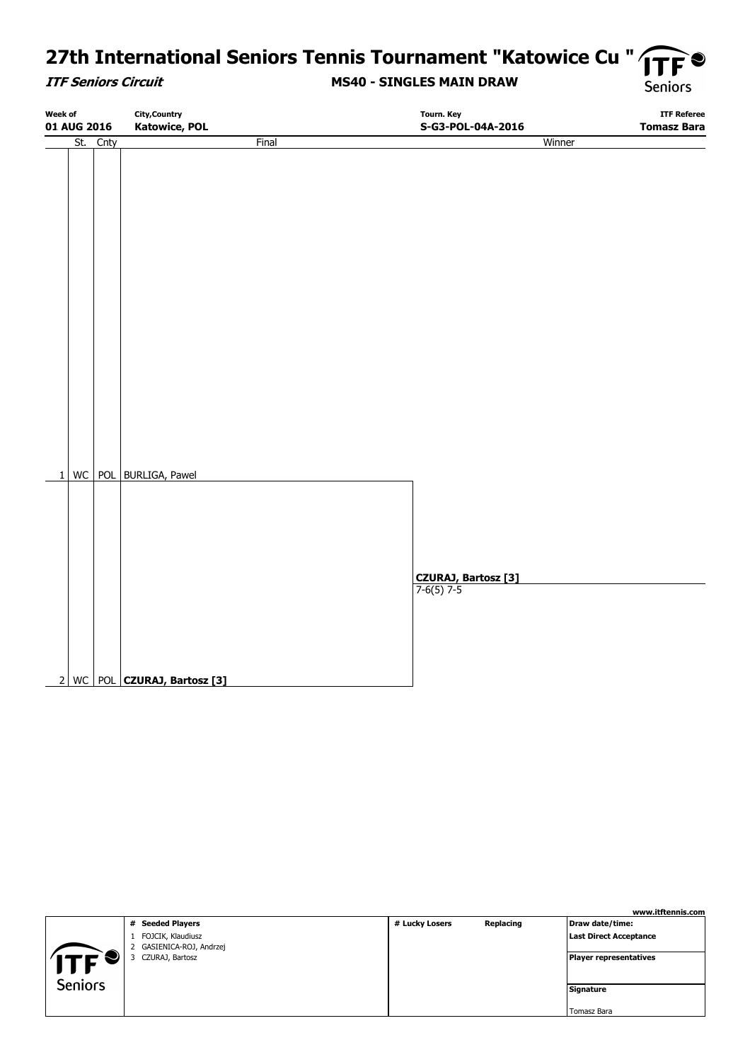# 27th International Seniors Tennis Tournament "Katowice Cu "

***ITF Seniors Circuit***

**MS40 - SINGLES MAIN DRAW**

| Week of | City,Country | Tourn. Key | ITF Referee |
|---|---|---|---|
| **01 AUG 2016** | **Katowice, POL** | **S-G3-POL-04A-2016** | **Tomasz Bara** |

| | St. | Cnty | Final | Winner |
|---|---|---|---|---|
| 1 | WC | POL | BURLIGA, Pawel | |
| | | | | **CZURAJ, Bartosz [3]** 7-6(5) 7-5 |
| 2 | WC | POL | **CZURAJ, Bartosz [3]** | |

www.itftennis.com

| # Seeded Players | # Lucky Losers | Replacing | Draw date/time: |
|---|---|---|---|
| 1 FOJCIK, Klaudiusz | | | **Last Direct Acceptance** |
| 2 GASIENICA-ROJ, Andrzej | | | |
| 3 CZURAJ, Bartosz | | | **Player representatives** |
| | | | |
| | | | **Signature** |
| | | | Tomasz Bara |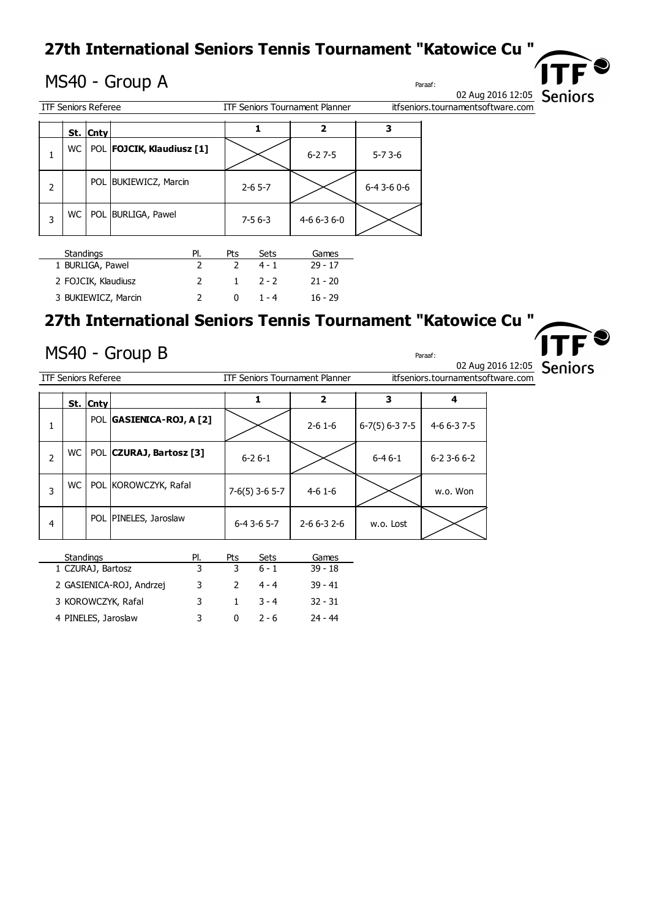## 27th International Seniors Tennis Tournament "Katowice Cu "

# MS40 - Group A

Paraaf:

02 Aug 2016 12:05

ITF Seniors Referee | ITF Seniors Tournament Planner | itfseniors.tournamentsoftware.com

| | St. | Cnty | | 1 | 2 | 3 |
|---|---|---|---|---|---|---|
| 1 | WC | POL | **FOJCIK, Klaudiusz [1]** | | 6-2 7-5 | 5-7 3-6 |
| 2 | | POL | BUKIEWICZ, Marcin | 2-6 5-7 | | 6-4 3-6 0-6 |
| 3 | WC | POL | BURLIGA, Pawel | 7-5 6-3 | 4-6 6-3 6-0 | |

| Standings | Pl. | Pts | Sets | Games |
|---|---|---|---|---|
| 1 BURLIGA, Pawel | 2 | 2 | 4 - 1 | 29 - 17 |
| 2 FOJCIK, Klaudiusz | 2 | 1 | 2 - 2 | 21 - 20 |
| 3 BUKIEWICZ, Marcin | 2 | 0 | 1 - 4 | 16 - 29 |

## 27th International Seniors Tennis Tournament "Katowice Cu "

# MS40 - Group B

Paraaf:

02 Aug 2016 12:05

ITF Seniors Referee | ITF Seniors Tournament Planner | itfseniors.tournamentsoftware.com

| | St. | Cnty | | 1 | 2 | 3 | 4 |
|---|---|---|---|---|---|---|---|
| 1 | | POL | **GASIENICA-ROJ, A [2]** | | 2-6 1-6 | 6-7(5) 6-3 7-5 | 4-6 6-3 7-5 |
| 2 | WC | POL | **CZURAJ, Bartosz [3]** | 6-2 6-1 | | 6-4 6-1 | 6-2 3-6 6-2 |
| 3 | WC | POL | KOROWCZYK, Rafal | 7-6(5) 3-6 5-7 | 4-6 1-6 | | w.o. Won |
| 4 | | POL | PINELES, Jaroslaw | 6-4 3-6 5-7 | 2-6 6-3 2-6 | w.o. Lost | |

| Standings | Pl. | Pts | Sets | Games |
|---|---|---|---|---|
| 1 CZURAJ, Bartosz | 3 | 3 | 6 - 1 | 39 - 18 |
| 2 GASIENICA-ROJ, Andrzej | 3 | 2 | 4 - 4 | 39 - 41 |
| 3 KOROWCZYK, Rafal | 3 | 1 | 3 - 4 | 32 - 31 |
| 4 PINELES, Jaroslaw | 3 | 0 | 2 - 6 | 24 - 44 |